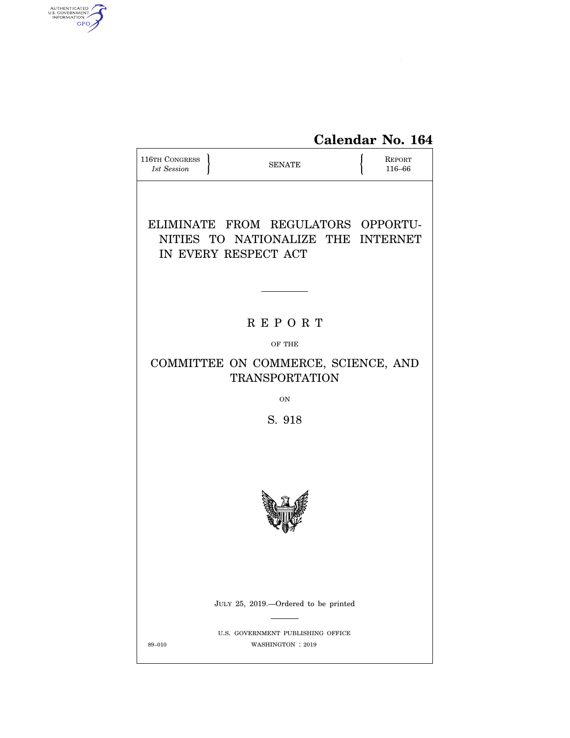Calendar No. 164

116TH CONGRESS
*1st Session*

SENATE

REPORT
116–66

# ELIMINATE FROM REGULATORS OPPORTUNITIES TO NATIONALIZE THE INTERNET IN EVERY RESPECT ACT

REPORT

OF THE

COMMITTEE ON COMMERCE, SCIENCE, AND TRANSPORTATION

ON

S. 918

JULY 25, 2019.—Ordered to be printed

U.S. GOVERNMENT PUBLISHING OFFICE

89–010 WASHINGTON : 2019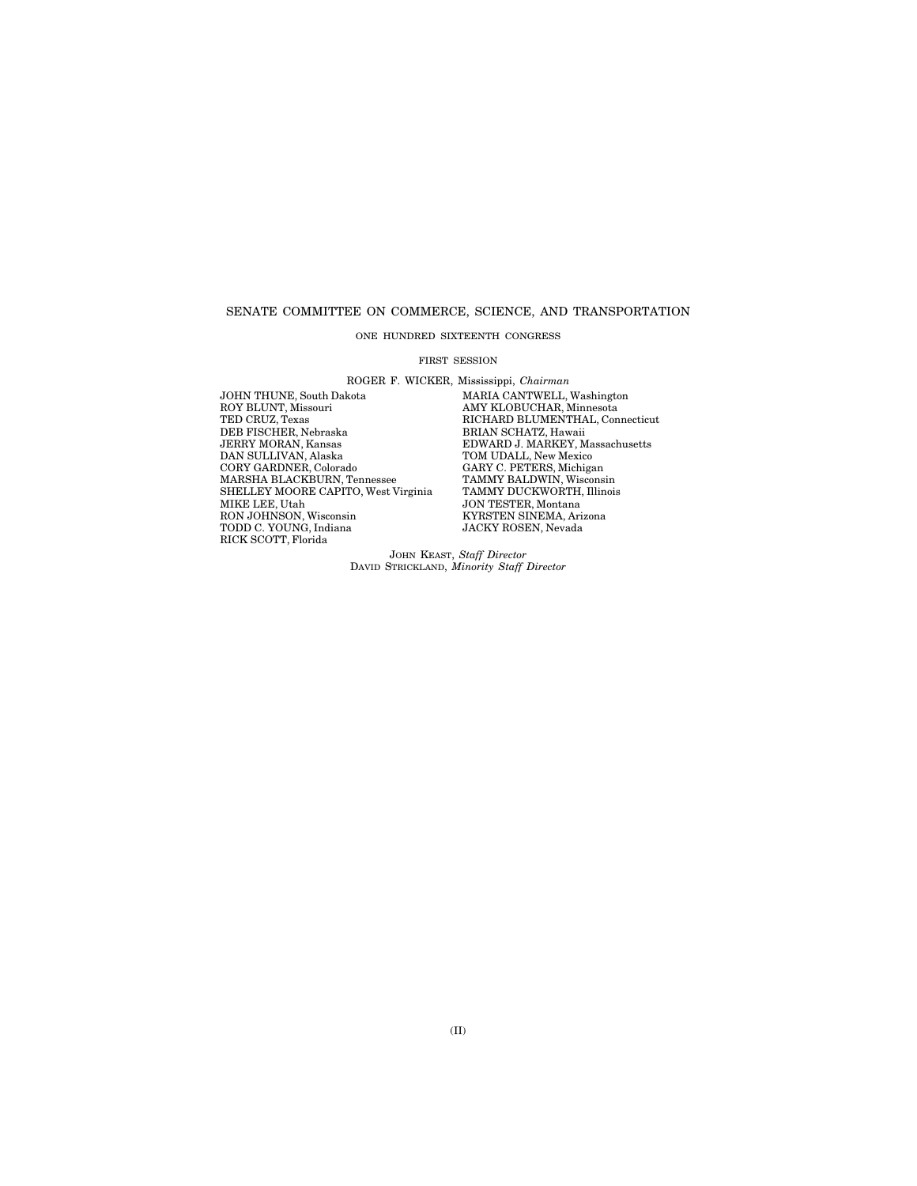# SENATE COMMITTEE ON COMMERCE, SCIENCE, AND TRANSPORTATION

ONE HUNDRED SIXTEENTH CONGRESS

FIRST SESSION

ROGER F. WICKER, Mississippi, *Chairman*

JOHN THUNE, South Dakota
ROY BLUNT, Missouri
TED CRUZ, Texas
DEB FISCHER, Nebraska
JERRY MORAN, Kansas
DAN SULLIVAN, Alaska
CORY GARDNER, Colorado
MARSHA BLACKBURN, Tennessee
SHELLEY MOORE CAPITO, West Virginia
MIKE LEE, Utah
RON JOHNSON, Wisconsin
TODD C. YOUNG, Indiana
RICK SCOTT, Florida

MARIA CANTWELL, Washington
AMY KLOBUCHAR, Minnesota
RICHARD BLUMENTHAL, Connecticut
BRIAN SCHATZ, Hawaii
EDWARD J. MARKEY, Massachusetts
TOM UDALL, New Mexico
GARY C. PETERS, Michigan
TAMMY BALDWIN, Wisconsin
TAMMY DUCKWORTH, Illinois
JON TESTER, Montana
KYRSTEN SINEMA, Arizona
JACKY ROSEN, Nevada

JOHN KEAST, *Staff Director*
DAVID STRICKLAND, *Minority Staff Director*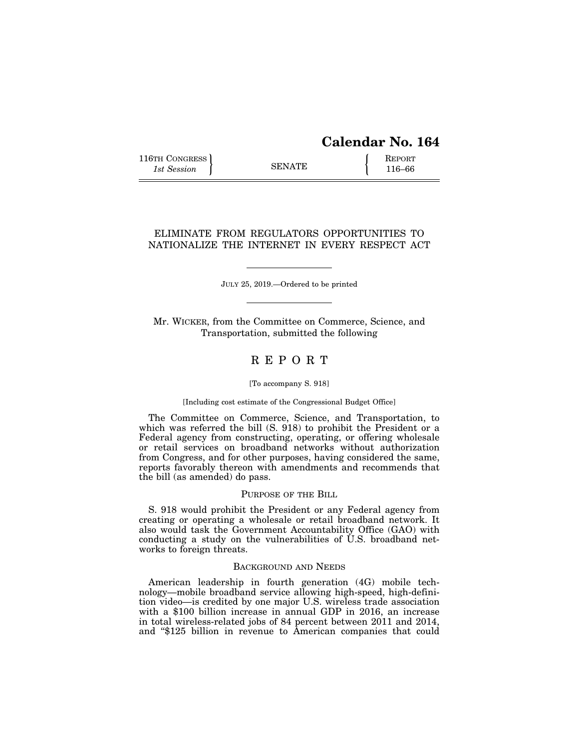# Calendar No. 164

116TH CONGRESS 1st Session | SENATE | REPORT 116–66

## ELIMINATE FROM REGULATORS OPPORTUNITIES TO NATIONALIZE THE INTERNET IN EVERY RESPECT ACT

JULY 25, 2019.—Ordered to be printed

Mr. WICKER, from the Committee on Commerce, Science, and Transportation, submitted the following

# REPORT

[To accompany S. 918]

[Including cost estimate of the Congressional Budget Office]

The Committee on Commerce, Science, and Transportation, to which was referred the bill (S. 918) to prohibit the President or a Federal agency from constructing, operating, or offering wholesale or retail services on broadband networks without authorization from Congress, and for other purposes, having considered the same, reports favorably thereon with amendments and recommends that the bill (as amended) do pass.

## PURPOSE OF THE BILL

S. 918 would prohibit the President or any Federal agency from creating or operating a wholesale or retail broadband network. It also would task the Government Accountability Office (GAO) with conducting a study on the vulnerabilities of U.S. broadband networks to foreign threats.

## BACKGROUND AND NEEDS

American leadership in fourth generation (4G) mobile technology—mobile broadband service allowing high-speed, high-definition video—is credited by one major U.S. wireless trade association with a $100 billion increase in annual GDP in 2016, an increase in total wireless-related jobs of 84 percent between 2011 and 2014, and "$125 billion in revenue to American companies that could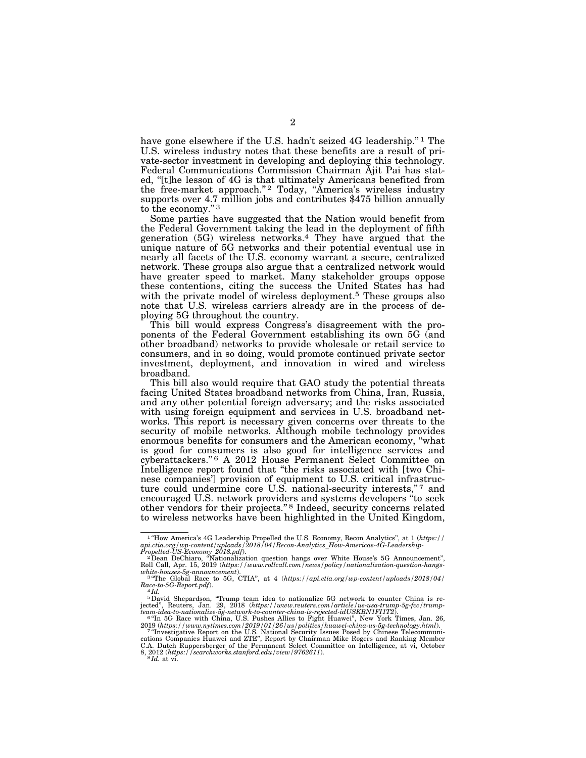have gone elsewhere if the U.S. hadn't seized 4G leadership."[1] The U.S. wireless industry notes that these benefits are a result of private-sector investment in developing and deploying this technology. Federal Communications Commission Chairman Ajit Pai has stated, "[t]he lesson of 4G is that ultimately Americans benefited from the free-market approach."[2] Today, "America's wireless industry supports over 4.7 million jobs and contributes $475 billion annually to the economy."[3]

Some parties have suggested that the Nation would benefit from the Federal Government taking the lead in the deployment of fifth generation (5G) wireless networks.[4] They have argued that the unique nature of 5G networks and their potential eventual use in nearly all facets of the U.S. economy warrant a secure, centralized network. These groups also argue that a centralized network would have greater speed to market. Many stakeholder groups oppose these contentions, citing the success the United States has had with the private model of wireless deployment.[5] These groups also note that U.S. wireless carriers already are in the process of deploying 5G throughout the country.

This bill would express Congress's disagreement with the proponents of the Federal Government establishing its own 5G (and other broadband) networks to provide wholesale or retail service to consumers, and in so doing, would promote continued private sector investment, deployment, and innovation in wired and wireless broadband.

This bill also would require that GAO study the potential threats facing United States broadband networks from China, Iran, Russia, and any other potential foreign adversary; and the risks associated with using foreign equipment and services in U.S. broadband networks. This report is necessary given concerns over threats to the security of mobile networks. Although mobile technology provides enormous benefits for consumers and the American economy, "what is good for consumers is also good for intelligence services and cyberattackers."[6] A 2012 House Permanent Select Committee on Intelligence report found that "the risks associated with [two Chinese companies'] provision of equipment to U.S. critical infrastructure could undermine core U.S. national-security interests,"[7] and encouraged U.S. network providers and systems developers "to seek other vendors for their projects."[8] Indeed, security concerns related to wireless networks have been highlighted in the United Kingdom,

---

[1] "How America's 4G Leadership Propelled the U.S. Economy, Recon Analytics", at 1 (*https://api.ctia.org/wp-content/uploads/2018/04/Recon-Analytics_How-Americas-4G-Leadership-Propelled-US-Economy_2018.pdf*).

[2] Dean DeChiaro, "Nationalization question hangs over White House's 5G Announcement", Roll Call, Apr. 15, 2019 (*https://www.rollcall.com/news/policy/nationalization-question-hangs-white-houses-5g-announcement*).

[3] "The Global Race to 5G, CTIA", at 4 (*https://api.ctia.org/wp-content/uploads/2018/04/Race-to-5G-Report.pdf*).

[4] *Id.*

[5] David Shepardson, "Trump team idea to nationalize 5G network to counter China is rejected", Reuters, Jan. 29, 2018 (*https://www.reuters.com/article/us-usa-trump-5g-fcc/trump-team-idea-to-nationalize-5g-network-to-counter-china-is-rejected-idUSKBN1FI1T2*).

[6] "In 5G Race with China, U.S. Pushes Allies to Fight Huawei", New York Times, Jan. 26, 2019 (*https://www.nytimes.com/2019/01/26/us/politics/huawei-china-us-5g-technology.html*).

[7] "Investigative Report on the U.S. National Security Issues Posed by Chinese Telecommunications Companies Huawei and ZTE", Report by Chairman Mike Rogers and Ranking Member C.A. Dutch Ruppersberger of the Permanent Select Committee on Intelligence, at vi, October 8, 2012 (*https://searchworks.stanford.edu/view/9762611*).

[8] *Id.* at vi.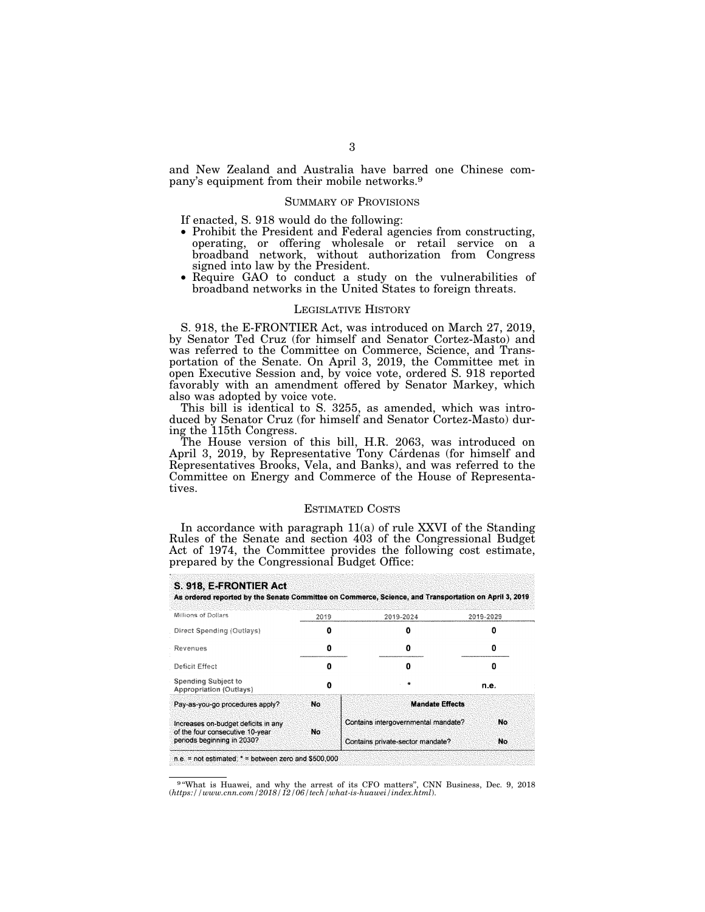and New Zealand and Australia have barred one Chinese company's equipment from their mobile networks.[9]

## SUMMARY OF PROVISIONS

If enacted, S. 918 would do the following:

- Prohibit the President and Federal agencies from constructing, operating, or offering wholesale or retail service on a broadband network, without authorization from Congress signed into law by the President.
- Require GAO to conduct a study on the vulnerabilities of broadband networks in the United States to foreign threats.

## LEGISLATIVE HISTORY

S. 918, the E-FRONTIER Act, was introduced on March 27, 2019, by Senator Ted Cruz (for himself and Senator Cortez-Masto) and was referred to the Committee on Commerce, Science, and Transportation of the Senate. On April 3, 2019, the Committee met in open Executive Session and, by voice vote, ordered S. 918 reported favorably with an amendment offered by Senator Markey, which also was adopted by voice vote.

This bill is identical to S. 3255, as amended, which was introduced by Senator Cruz (for himself and Senator Cortez-Masto) during the 115th Congress.

The House version of this bill, H.R. 2063, was introduced on April 3, 2019, by Representative Tony Cárdenas (for himself and Representatives Brooks, Vela, and Banks), and was referred to the Committee on Energy and Commerce of the House of Representatives.

## ESTIMATED COSTS

In accordance with paragraph 11(a) of rule XXVI of the Standing Rules of the Senate and section 403 of the Congressional Budget Act of 1974, the Committee provides the following cost estimate, prepared by the Congressional Budget Office:

**S. 918, E-FRONTIER Act**
**As ordered reported by the Senate Committee on Commerce, Science, and Transportation on April 3, 2019**

| Millions of Dollars | 2019 | 2019-2024 | 2019-2029 |
|---|---|---|---|
| Direct Spending (Outlays) | 0 | 0 | 0 |
| Revenues | 0 | 0 | 0 |
| Deficit Effect | 0 | 0 | 0 |
| Spending Subject to Appropriation (Outlays) | 0 | * | n.e. |

| | | Mandate Effects | |
|---|---|---|---|
| Pay-as-you-go procedures apply? | No | | |
| Increases on-budget deficits in any of the four consecutive 10-year periods beginning in 2030? | No | Contains intergovernmental mandate? | No |
| | | Contains private-sector mandate? | No |

n.e. = not estimated; * = between zero and $500,000

[9] "What is Huawei, and why the arrest of its CFO matters", CNN Business, Dec. 9, 2018 (*https://www.cnn.com/2018/12/06/tech/what-is-huawei/index.html*).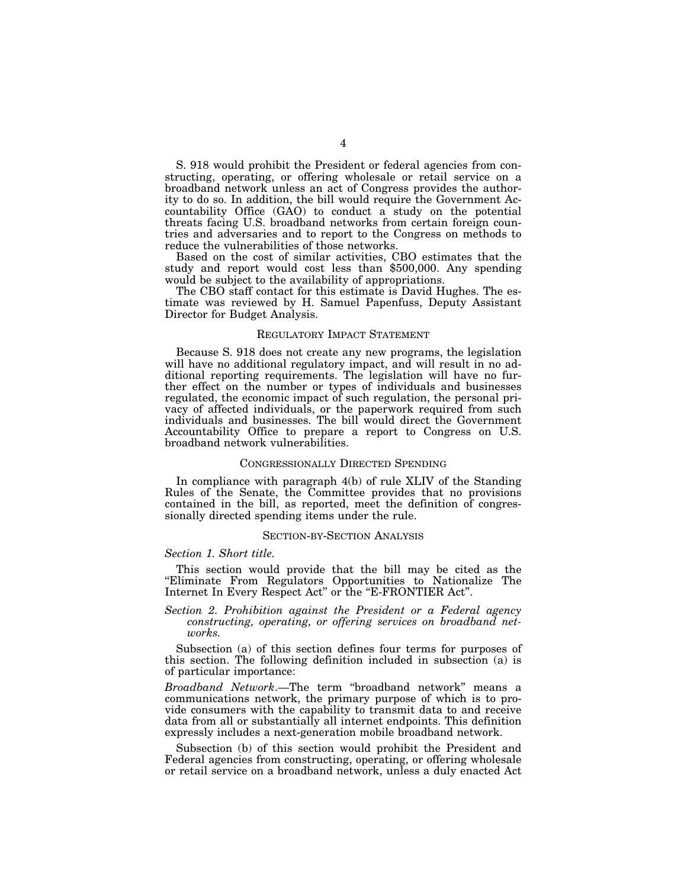S. 918 would prohibit the President or federal agencies from constructing, operating, or offering wholesale or retail service on a broadband network unless an act of Congress provides the authority to do so. In addition, the bill would require the Government Accountability Office (GAO) to conduct a study on the potential threats facing U.S. broadband networks from certain foreign countries and adversaries and to report to the Congress on methods to reduce the vulnerabilities of those networks.

Based on the cost of similar activities, CBO estimates that the study and report would cost less than $500,000. Any spending would be subject to the availability of appropriations.

The CBO staff contact for this estimate is David Hughes. The estimate was reviewed by H. Samuel Papenfuss, Deputy Assistant Director for Budget Analysis.

## REGULATORY IMPACT STATEMENT

Because S. 918 does not create any new programs, the legislation will have no additional regulatory impact, and will result in no additional reporting requirements. The legislation will have no further effect on the number or types of individuals and businesses regulated, the economic impact of such regulation, the personal privacy of affected individuals, or the paperwork required from such individuals and businesses. The bill would direct the Government Accountability Office to prepare a report to Congress on U.S. broadband network vulnerabilities.

## CONGRESSIONALLY DIRECTED SPENDING

In compliance with paragraph 4(b) of rule XLIV of the Standing Rules of the Senate, the Committee provides that no provisions contained in the bill, as reported, meet the definition of congressionally directed spending items under the rule.

## SECTION-BY-SECTION ANALYSIS

*Section 1. Short title.*

This section would provide that the bill may be cited as the "Eliminate From Regulators Opportunities to Nationalize The Internet In Every Respect Act" or the "E-FRONTIER Act".

*Section 2. Prohibition against the President or a Federal agency constructing, operating, or offering services on broadband networks.*

Subsection (a) of this section defines four terms for purposes of this section. The following definition included in subsection (a) is of particular importance:

*Broadband Network*.—The term "broadband network" means a communications network, the primary purpose of which is to provide consumers with the capability to transmit data to and receive data from all or substantially all internet endpoints. This definition expressly includes a next-generation mobile broadband network.

Subsection (b) of this section would prohibit the President and Federal agencies from constructing, operating, or offering wholesale or retail service on a broadband network, unless a duly enacted Act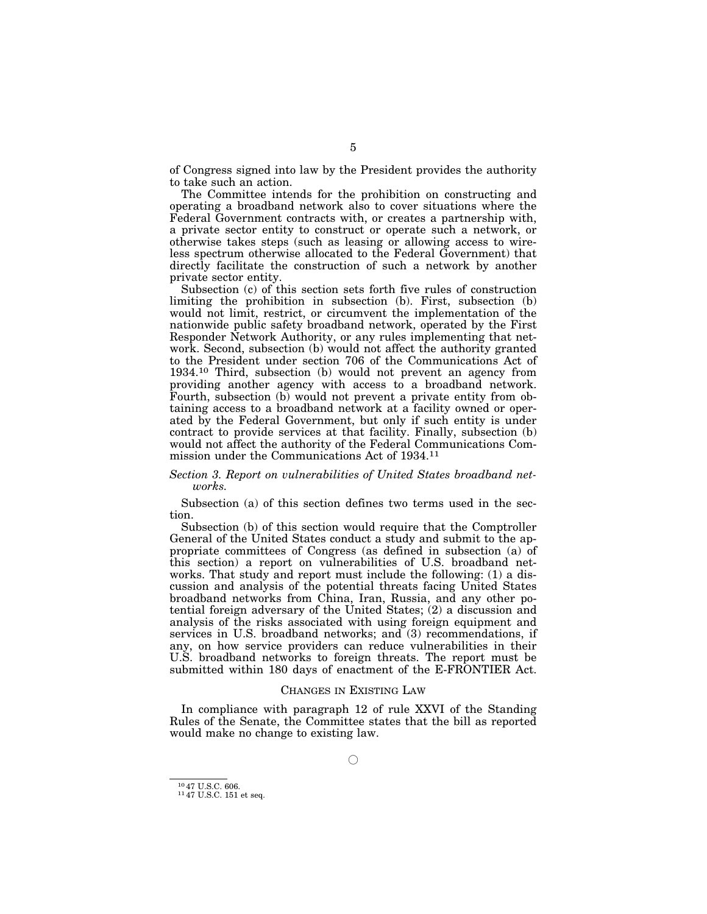of Congress signed into law by the President provides the authority to take such an action.

The Committee intends for the prohibition on constructing and operating a broadband network also to cover situations where the Federal Government contracts with, or creates a partnership with, a private sector entity to construct or operate such a network, or otherwise takes steps (such as leasing or allowing access to wireless spectrum otherwise allocated to the Federal Government) that directly facilitate the construction of such a network by another private sector entity.

Subsection (c) of this section sets forth five rules of construction limiting the prohibition in subsection (b). First, subsection (b) would not limit, restrict, or circumvent the implementation of the nationwide public safety broadband network, operated by the First Responder Network Authority, or any rules implementing that network. Second, subsection (b) would not affect the authority granted to the President under section 706 of the Communications Act of 1934.[10] Third, subsection (b) would not prevent an agency from providing another agency with access to a broadband network. Fourth, subsection (b) would not prevent a private entity from obtaining access to a broadband network at a facility owned or operated by the Federal Government, but only if such entity is under contract to provide services at that facility. Finally, subsection (b) would not affect the authority of the Federal Communications Commission under the Communications Act of 1934.[11]

*Section 3. Report on vulnerabilities of United States broadband networks.*

Subsection (a) of this section defines two terms used in the section.

Subsection (b) of this section would require that the Comptroller General of the United States conduct a study and submit to the appropriate committees of Congress (as defined in subsection (a) of this section) a report on vulnerabilities of U.S. broadband networks. That study and report must include the following: (1) a discussion and analysis of the potential threats facing United States broadband networks from China, Iran, Russia, and any other potential foreign adversary of the United States; (2) a discussion and analysis of the risks associated with using foreign equipment and services in U.S. broadband networks; and (3) recommendations, if any, on how service providers can reduce vulnerabilities in their U.S. broadband networks to foreign threats. The report must be submitted within 180 days of enactment of the E-FRONTIER Act.

## CHANGES IN EXISTING LAW

In compliance with paragraph 12 of rule XXVI of the Standing Rules of the Senate, the Committee states that the bill as reported would make no change to existing law.

○

---

[10] 47 U.S.C. 606.
[11] 47 U.S.C. 151 et seq.